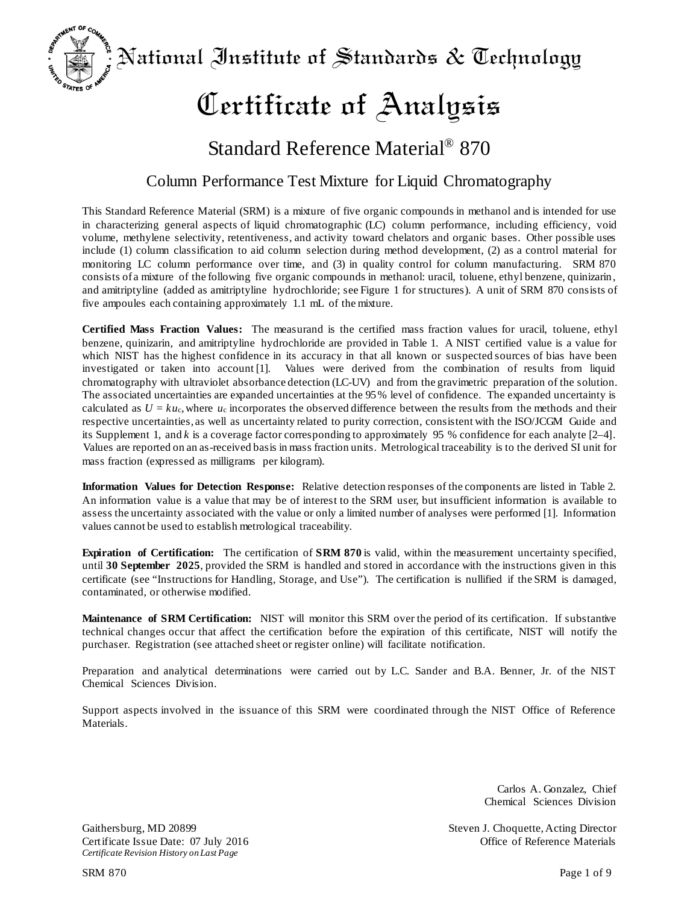# National Institute of Standards & Technology

# Certificate of Analysis

## Standard Reference Material® 870

### Column Performance Test Mixture for Liquid Chromatography

This Standard Reference Material (SRM) is a mixture of five organic compounds in methanol and is intended for use in characterizing general aspects of liquid chromatographic (LC) column performance, including efficiency, void volume, methylene selectivity, retentiveness, and activity toward chelators and organic bases. Other possible uses include (1) column classification to aid column selection during method development, (2) as a control material for monitoring LC column performance over time, and (3) in quality control for column manufacturing. SRM 870 consists of a mixture of the following five organic compounds in methanol: uracil, toluene, ethyl benzene, quinizarin, and amitriptyline (added as amitriptyline hydrochloride; see Figure 1 for structures). A unit of SRM 870 consists of five ampoules each containing approximately 1.1 mL of the mixture.

**Certified Mass Fraction Values:** The measurand is the certified mass fraction values for uracil, toluene, ethyl benzene, quinizarin, and amitriptyline hydrochloride are provided in Table 1. A NIST certified value is a value for which NIST has the highest confidence in its accuracy in that all known or suspected sources of bias have been investigated or taken into account [1]. Values were derived from the combination of results from liquid chromatography with ultraviolet absorbance detection (LC-UV) and from the gravimetric preparation of the solution. The associated uncertainties are expanded uncertainties at the 95 % level of confidence. The expanded uncertainty is calculated as $U = ku_c$, where $u_c$ incorporates the observed difference between the results from the methods and their respective uncertainties, as well as uncertainty related to purity correction, consistent with the ISO/JCGM Guide and its Supplement 1, and $k$ is a coverage factor corresponding to approximately 95 % confidence for each analyte [2–4]. Values are reported on an as-received basis in mass fraction units. Metrological traceability is to the derived SI unit for mass fraction (expressed as milligrams per kilogram).

**Information Values for Detection Response:** Relative detection responses of the components are listed in Table 2. An information value is a value that may be of interest to the SRM user, but insufficient information is available to assess the uncertainty associated with the value or only a limited number of analyses were performed [1]. Information values cannot be used to establish metrological traceability.

**Expiration of Certification:** The certification of **SRM 870** is valid, within the measurement uncertainty specified, until **30 September 2025**, provided the SRM is handled and stored in accordance with the instructions given in this certificate (see "Instructions for Handling, Storage, and Use"). The certification is nullified if the SRM is damaged, contaminated, or otherwise modified.

**Maintenance of SRM Certification:** NIST will monitor this SRM over the period of its certification. If substantive technical changes occur that affect the certification before the expiration of this certificate, NIST will notify the purchaser. Registration (see attached sheet or register online) will facilitate notification.

Preparation and analytical determinations were carried out by L.C. Sander and B.A. Benner, Jr. of the NIST Chemical Sciences Division.

Support aspects involved in the issuance of this SRM were coordinated through the NIST Office of Reference Materials.

Carlos A. Gonzalez, Chief
Chemical Sciences Division

Gaithersburg, MD 20899
Certificate Issue Date: 07 July 2016
*Certificate Revision History on Last Page*

Steven J. Choquette, Acting Director
Office of Reference Materials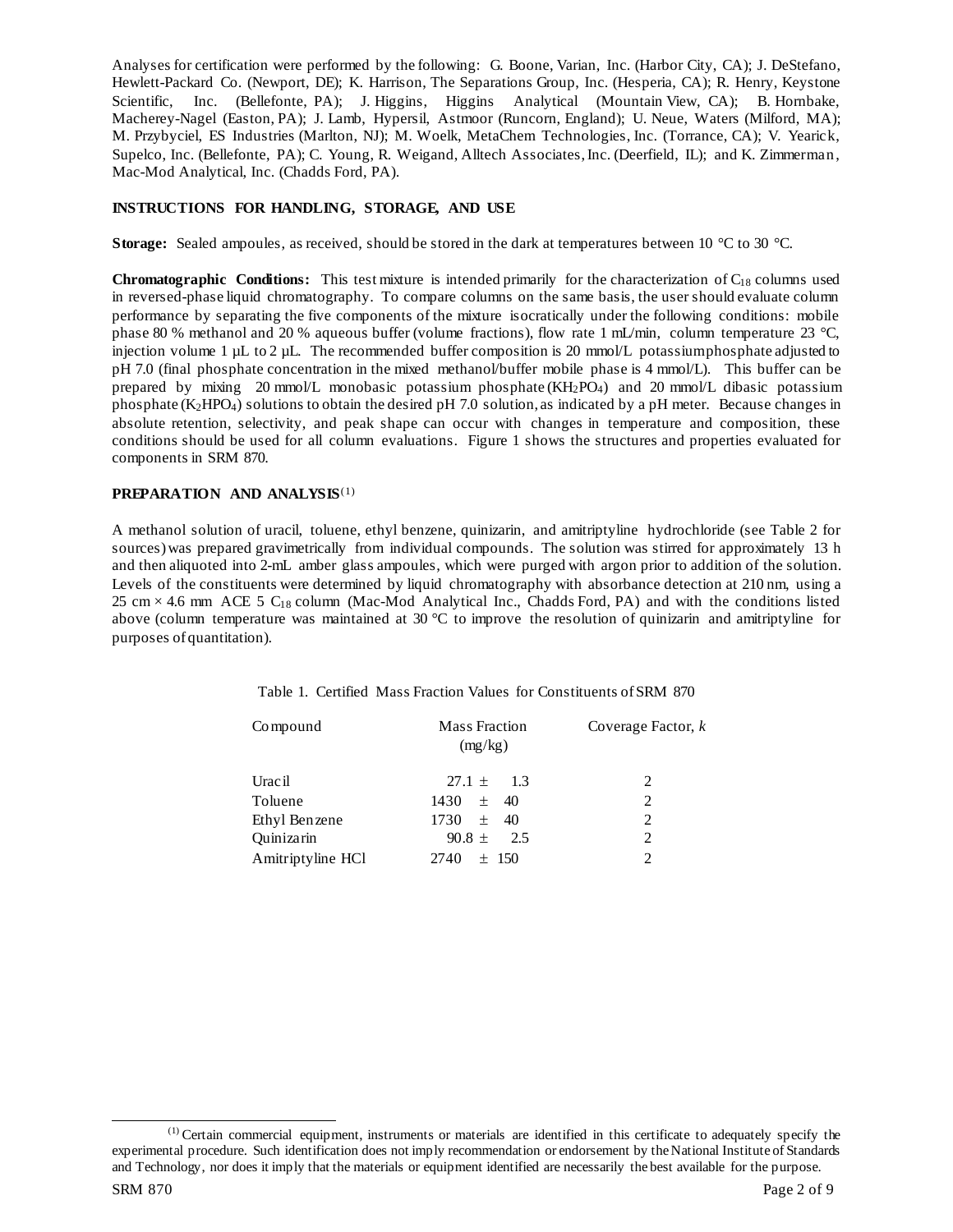Analyses for certification were performed by the following: G. Boone, Varian, Inc. (Harbor City, CA); J. DeStefano, Hewlett-Packard Co. (Newport, DE); K. Harrison, The Separations Group, Inc. (Hesperia, CA); R. Henry, Keystone Scientific, Inc. (Bellefonte, PA); J. Higgins, Higgins Analytical (Mountain View, CA); B. Hornbake, Macherey-Nagel (Easton, PA); J. Lamb, Hypersil, Astmoor (Runcorn, England); U. Neue, Waters (Milford, MA); M. Przybyciel, ES Industries (Marlton, NJ); M. Woelk, MetaChem Technologies, Inc. (Torrance, CA); V. Yearick, Supelco, Inc. (Bellefonte, PA); C. Young, R. Weigand, Alltech Associates, Inc. (Deerfield, IL); and K. Zimmerman, Mac-Mod Analytical, Inc. (Chadds Ford, PA).

## INSTRUCTIONS FOR HANDLING, STORAGE, AND USE

**Storage:** Sealed ampoules, as received, should be stored in the dark at temperatures between 10 °C to 30 °C.

**Chromatographic Conditions:** This test mixture is intended primarily for the characterization of $C_{18}$ columns used in reversed-phase liquid chromatography. To compare columns on the same basis, the user should evaluate column performance by separating the five components of the mixture isocratically under the following conditions: mobile phase 80 % methanol and 20 % aqueous buffer (volume fractions), flow rate 1 mL/min, column temperature 23 °C, injection volume 1 µL to 2 µL. The recommended buffer composition is 20 mmol/L potassium phosphate adjusted to pH 7.0 (final phosphate concentration in the mixed methanol/buffer mobile phase is 4 mmol/L). This buffer can be prepared by mixing 20 mmol/L monobasic potassium phosphate ($KH_2PO_4$) and 20 mmol/L dibasic potassium phosphate ($K_2HPO_4$) solutions to obtain the desired pH 7.0 solution, as indicated by a pH meter. Because changes in absolute retention, selectivity, and peak shape can occur with changes in temperature and composition, these conditions should be used for all column evaluations. Figure 1 shows the structures and properties evaluated for components in SRM 870.

## PREPARATION AND ANALYSIS[1]

A methanol solution of uracil, toluene, ethyl benzene, quinizarin, and amitriptyline hydrochloride (see Table 2 for sources) was prepared gravimetrically from individual compounds. The solution was stirred for approximately 13 h and then aliquoted into 2-mL amber glass ampoules, which were purged with argon prior to addition of the solution. Levels of the constituents were determined by liquid chromatography with absorbance detection at 210 nm, using a 25 cm × 4.6 mm ACE 5 $C_{18}$ column (Mac-Mod Analytical Inc., Chadds Ford, PA) and with the conditions listed above (column temperature was maintained at 30 °C to improve the resolution of quinizarin and amitriptyline for purposes of quantitation).

Table 1. Certified Mass Fraction Values for Constituents of SRM 870

| Compound | Mass Fraction (mg/kg) | Coverage Factor, *k* |
|---|---|---|
| Uracil | 27.1 ± 1.3 | 2 |
| Toluene | 1430 ± 40 | 2 |
| Ethyl Benzene | 1730 ± 40 | 2 |
| Quinizarin | 90.8 ± 2.5 | 2 |
| Amitriptyline HCl | 2740 ± 150 | 2 |

[1] Certain commercial equipment, instruments or materials are identified in this certificate to adequately specify the experimental procedure. Such identification does not imply recommendation or endorsement by the National Institute of Standards and Technology, nor does it imply that the materials or equipment identified are necessarily the best available for the purpose.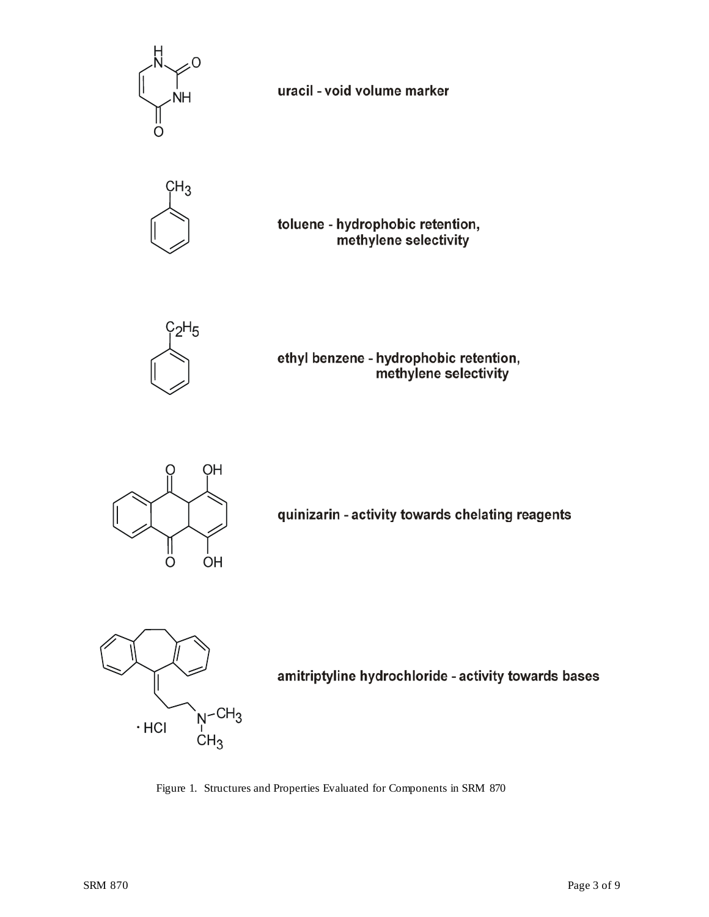uracil - void volume marker

toluene - hydrophobic retention, methylene selectivity

ethyl benzene - hydrophobic retention, methylene selectivity

quinizarin - activity towards chelating reagents

amitriptyline hydrochloride - activity towards bases

Figure 1. Structures and Properties Evaluated for Components in SRM 870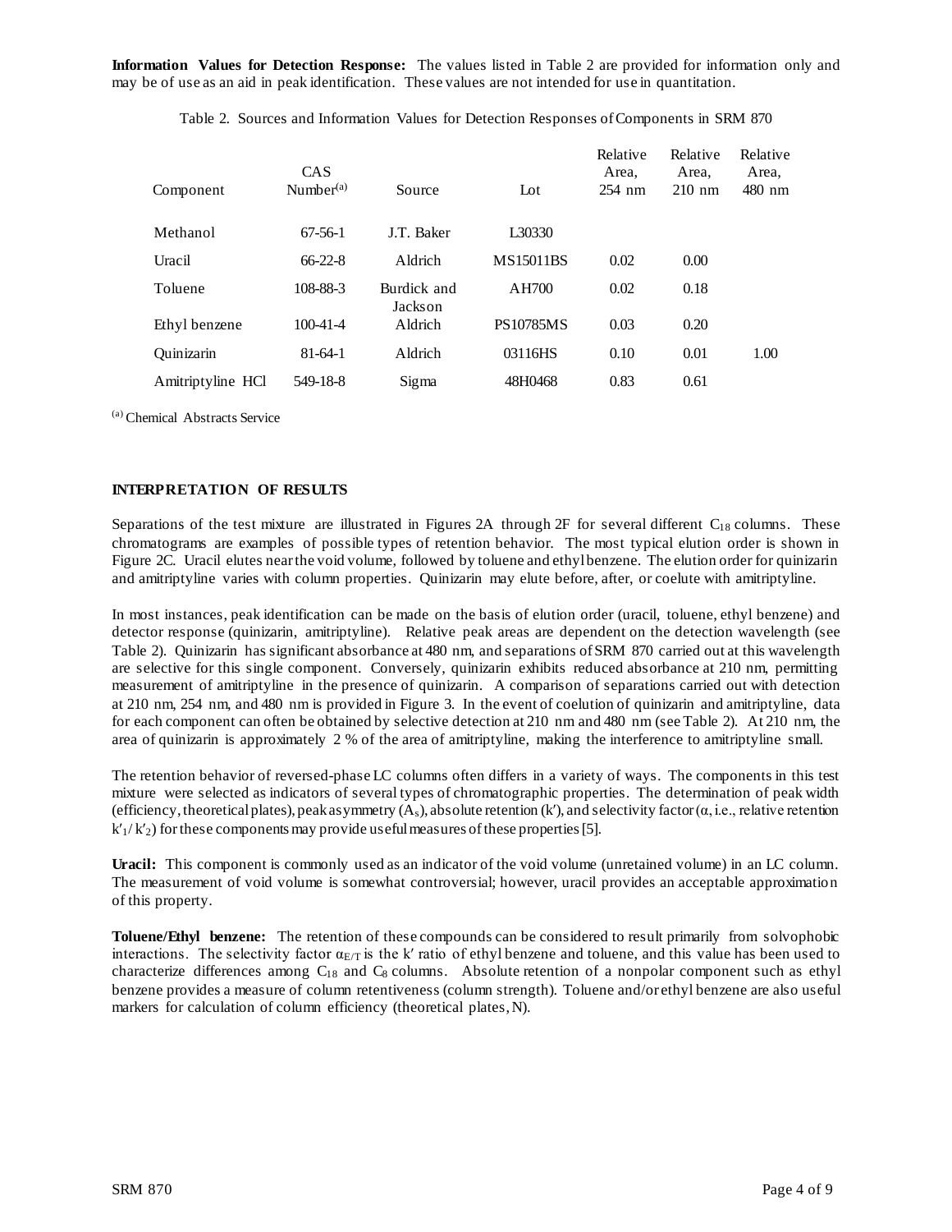**Information Values for Detection Response:** The values listed in Table 2 are provided for information only and may be of use as an aid in peak identification. These values are not intended for use in quantitation.

Table 2. Sources and Information Values for Detection Responses of Components in SRM 870

| Component | CAS Number[(a)] | Source | Lot | Relative Area, 254 nm | Relative Area, 210 nm | Relative Area, 480 nm |
|---|---|---|---|---|---|---|
| Methanol | 67-56-1 | J.T. Baker | L30330 | | | |
| Uracil | 66-22-8 | Aldrich | MS15011BS | 0.02 | 0.00 | |
| Toluene | 108-88-3 | Burdick and Jackson | AH700 | 0.02 | 0.18 | |
| Ethyl benzene | 100-41-4 | Aldrich | PS10785MS | 0.03 | 0.20 | |
| Quinizarin | 81-64-1 | Aldrich | 03116HS | 0.10 | 0.01 | 1.00 |
| Amitriptyline HCl | 549-18-8 | Sigma | 48H0468 | 0.83 | 0.61 | |

[(a)] Chemical Abstracts Service

## INTERPRETATION OF RESULTS

Separations of the test mixture are illustrated in Figures 2A through 2F for several different $C_{18}$ columns. These chromatograms are examples of possible types of retention behavior. The most typical elution order is shown in Figure 2C. Uracil elutes near the void volume, followed by toluene and ethyl benzene. The elution order for quinizarin and amitriptyline varies with column properties. Quinizarin may elute before, after, or coelute with amitriptyline.

In most instances, peak identification can be made on the basis of elution order (uracil, toluene, ethyl benzene) and detector response (quinizarin, amitriptyline). Relative peak areas are dependent on the detection wavelength (see Table 2). Quinizarin has significant absorbance at 480 nm, and separations of SRM 870 carried out at this wavelength are selective for this single component. Conversely, quinizarin exhibits reduced absorbance at 210 nm, permitting measurement of amitriptyline in the presence of quinizarin. A comparison of separations carried out with detection at 210 nm, 254 nm, and 480 nm is provided in Figure 3. In the event of coelution of quinizarin and amitriptyline, data for each component can often be obtained by selective detection at 210 nm and 480 nm (see Table 2). At 210 nm, the area of quinizarin is approximately 2 % of the area of amitriptyline, making the interference to amitriptyline small.

The retention behavior of reversed-phase LC columns often differs in a variety of ways. The components in this test mixture were selected as indicators of several types of chromatographic properties. The determination of peak width (efficiency, theoretical plates), peak asymmetry ($A_s$), absolute retention ($k'$), and selectivity factor ($\alpha$, i.e., relative retention $k'_1/k'_2$) for these components may provide useful measures of these properties [5].

**Uracil:** This component is commonly used as an indicator of the void volume (unretained volume) in an LC column. The measurement of void volume is somewhat controversial; however, uracil provides an acceptable approximation of this property.

**Toluene/Ethyl benzene:** The retention of these compounds can be considered to result primarily from solvophobic interactions. The selectivity factor $\alpha_{E/T}$ is the $k'$ ratio of ethyl benzene and toluene, and this value has been used to characterize differences among $C_{18}$ and $C_8$ columns. Absolute retention of a nonpolar component such as ethyl benzene provides a measure of column retentiveness (column strength). Toluene and/or ethyl benzene are also useful markers for calculation of column efficiency (theoretical plates, N).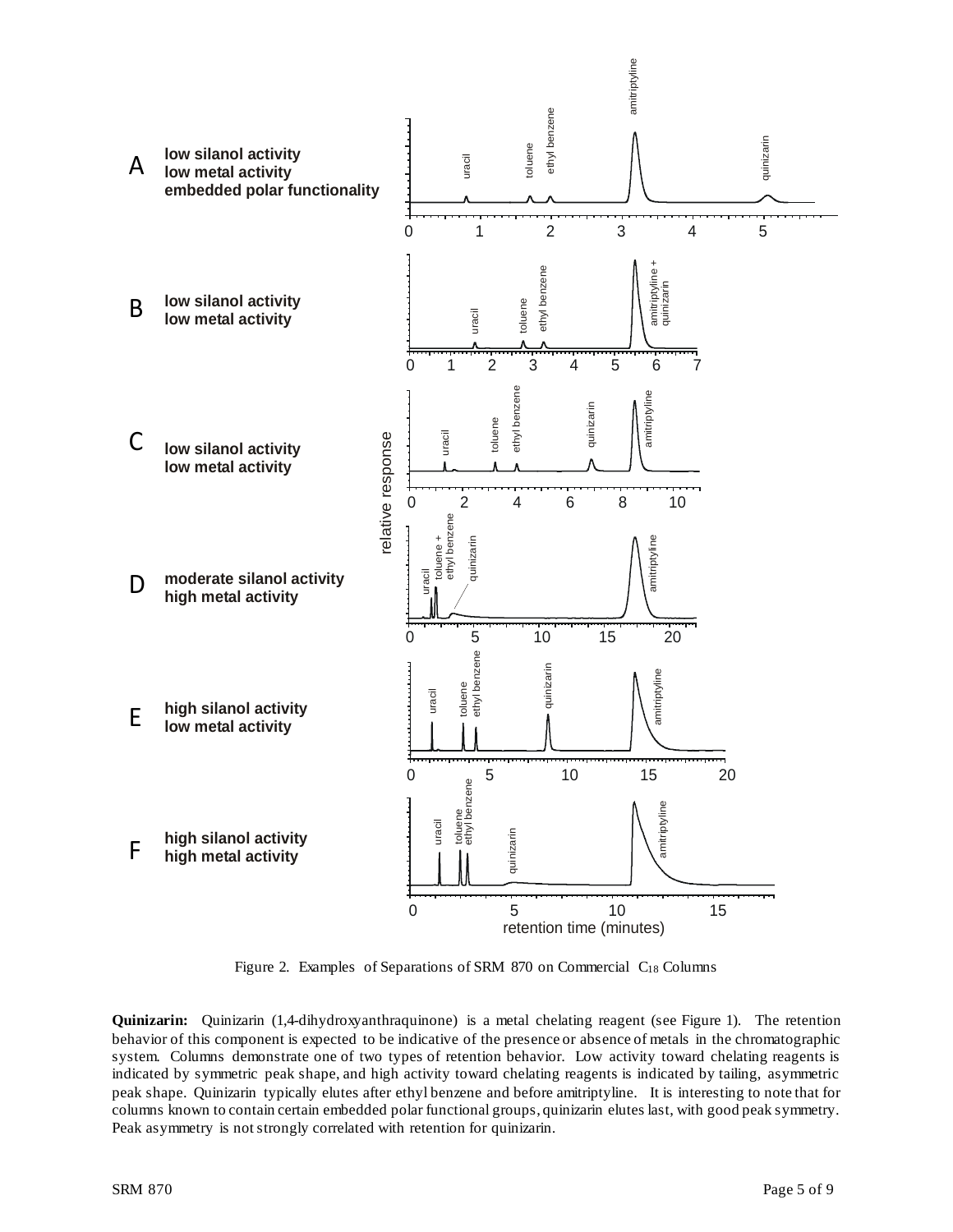Figure 2. Examples of Separations of SRM 870 on Commercial $C_{18}$ Columns

**Quinizarin:** Quinizarin (1,4-dihydroxyanthraquinone) is a metal chelating reagent (see Figure 1). The retention behavior of this component is expected to be indicative of the presence or absence of metals in the chromatographic system. Columns demonstrate one of two types of retention behavior. Low activity toward chelating reagents is indicated by symmetric peak shape, and high activity toward chelating reagents is indicated by tailing, asymmetric peak shape. Quinizarin typically elutes after ethyl benzene and before amitriptyline. It is interesting to note that for columns known to contain certain embedded polar functional groups, quinizarin elutes last, with good peak symmetry. Peak asymmetry is not strongly correlated with retention for quinizarin.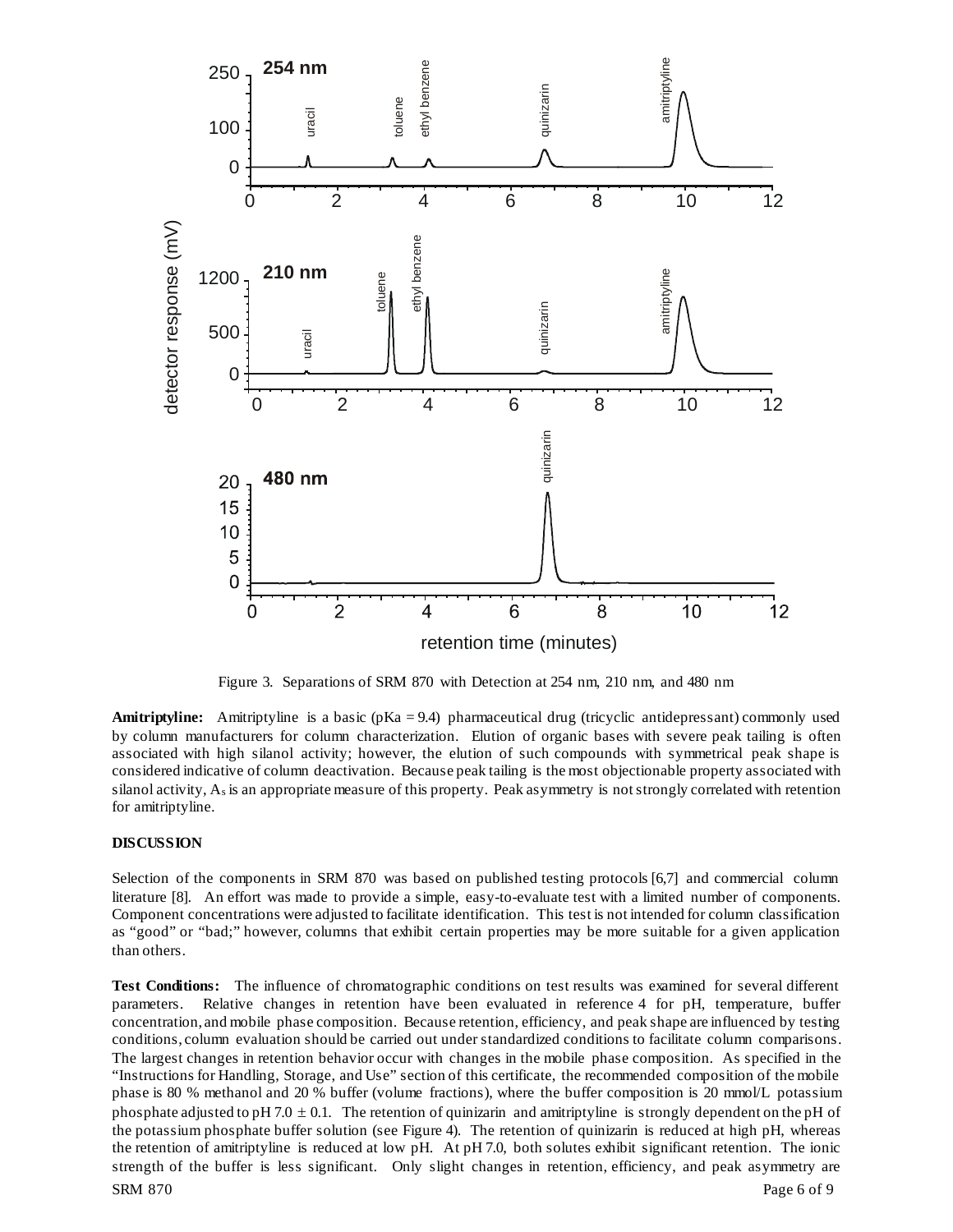Figure 3. Separations of SRM 870 with Detection at 254 nm, 210 nm, and 480 nm

**Amitriptyline:** Amitriptyline is a basic (pKa = 9.4) pharmaceutical drug (tricyclic antidepressant) commonly used by column manufacturers for column characterization. Elution of organic bases with severe peak tailing is often associated with high silanol activity; however, the elution of such compounds with symmetrical peak shape is considered indicative of column deactivation. Because peak tailing is the most objectionable property associated with silanol activity, $A_s$ is an appropriate measure of this property. Peak asymmetry is not strongly correlated with retention for amitriptyline.

## DISCUSSION

Selection of the components in SRM 870 was based on published testing protocols [6,7] and commercial column literature [8]. An effort was made to provide a simple, easy-to-evaluate test with a limited number of components. Component concentrations were adjusted to facilitate identification. This test is not intended for column classification as "good" or "bad;" however, columns that exhibit certain properties may be more suitable for a given application than others.

**Test Conditions:** The influence of chromatographic conditions on test results was examined for several different parameters. Relative changes in retention have been evaluated in reference 4 for pH, temperature, buffer concentration, and mobile phase composition. Because retention, efficiency, and peak shape are influenced by testing conditions, column evaluation should be carried out under standardized conditions to facilitate column comparisons. The largest changes in retention behavior occur with changes in the mobile phase composition. As specified in the "Instructions for Handling, Storage, and Use" section of this certificate, the recommended composition of the mobile phase is 80 % methanol and 20 % buffer (volume fractions), where the buffer composition is 20 mmol/L potassium phosphate adjusted to pH 7.0 $\pm$ 0.1. The retention of quinizarin and amitriptyline is strongly dependent on the pH of the potassium phosphate buffer solution (see Figure 4). The retention of quinizarin is reduced at high pH, whereas the retention of amitriptyline is reduced at low pH. At pH 7.0, both solutes exhibit significant retention. The ionic strength of the buffer is less significant. Only slight changes in retention, efficiency, and peak asymmetry are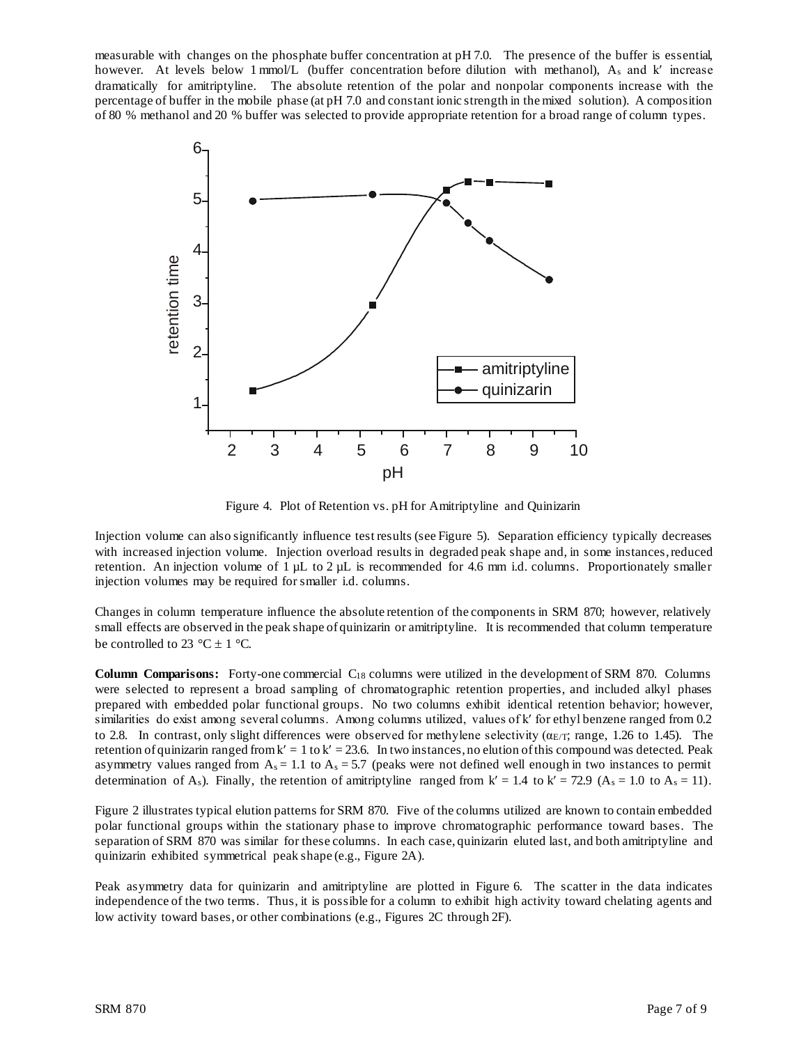measurable with changes on the phosphate buffer concentration at pH 7.0. The presence of the buffer is essential, however. At levels below 1 mmol/L (buffer concentration before dilution with methanol), $A_s$ and k′ increase dramatically for amitriptyline. The absolute retention of the polar and nonpolar components increase with the percentage of buffer in the mobile phase (at pH 7.0 and constant ionic strength in the mixed solution). A composition of 80 % methanol and 20 % buffer was selected to provide appropriate retention for a broad range of column types.

Figure 4. Plot of Retention vs. pH for Amitriptyline and Quinizarin

Injection volume can also significantly influence test results (see Figure 5). Separation efficiency typically decreases with increased injection volume. Injection overload results in degraded peak shape and, in some instances, reduced retention. An injection volume of 1 µL to 2 µL is recommended for 4.6 mm i.d. columns. Proportionately smaller injection volumes may be required for smaller i.d. columns.

Changes in column temperature influence the absolute retention of the components in SRM 870; however, relatively small effects are observed in the peak shape of quinizarin or amitriptyline. It is recommended that column temperature be controlled to 23 °C ± 1 °C.

**Column Comparisons:** Forty-one commercial $C_{18}$ columns were utilized in the development of SRM 870. Columns were selected to represent a broad sampling of chromatographic retention properties, and included alkyl phases prepared with embedded polar functional groups. No two columns exhibit identical retention behavior; however, similarities do exist among several columns. Among columns utilized, values of k′ for ethyl benzene ranged from 0.2 to 2.8. In contrast, only slight differences were observed for methylene selectivity ($\alpha_{E/T}$; range, 1.26 to 1.45). The retention of quinizarin ranged from k′ = 1 to k′ = 23.6. In two instances, no elution of this compound was detected. Peak asymmetry values ranged from $A_s$ = 1.1 to $A_s$ = 5.7 (peaks were not defined well enough in two instances to permit determination of $A_s$). Finally, the retention of amitriptyline ranged from k′ = 1.4 to k′ = 72.9 ($A_s$ = 1.0 to $A_s$ = 11).

Figure 2 illustrates typical elution patterns for SRM 870. Five of the columns utilized are known to contain embedded polar functional groups within the stationary phase to improve chromatographic performance toward bases. The separation of SRM 870 was similar for these columns. In each case, quinizarin eluted last, and both amitriptyline and quinizarin exhibited symmetrical peak shape (e.g., Figure 2A).

Peak asymmetry data for quinizarin and amitriptyline are plotted in Figure 6. The scatter in the data indicates independence of the two terms. Thus, it is possible for a column to exhibit high activity toward chelating agents and low activity toward bases, or other combinations (e.g., Figures 2C through 2F).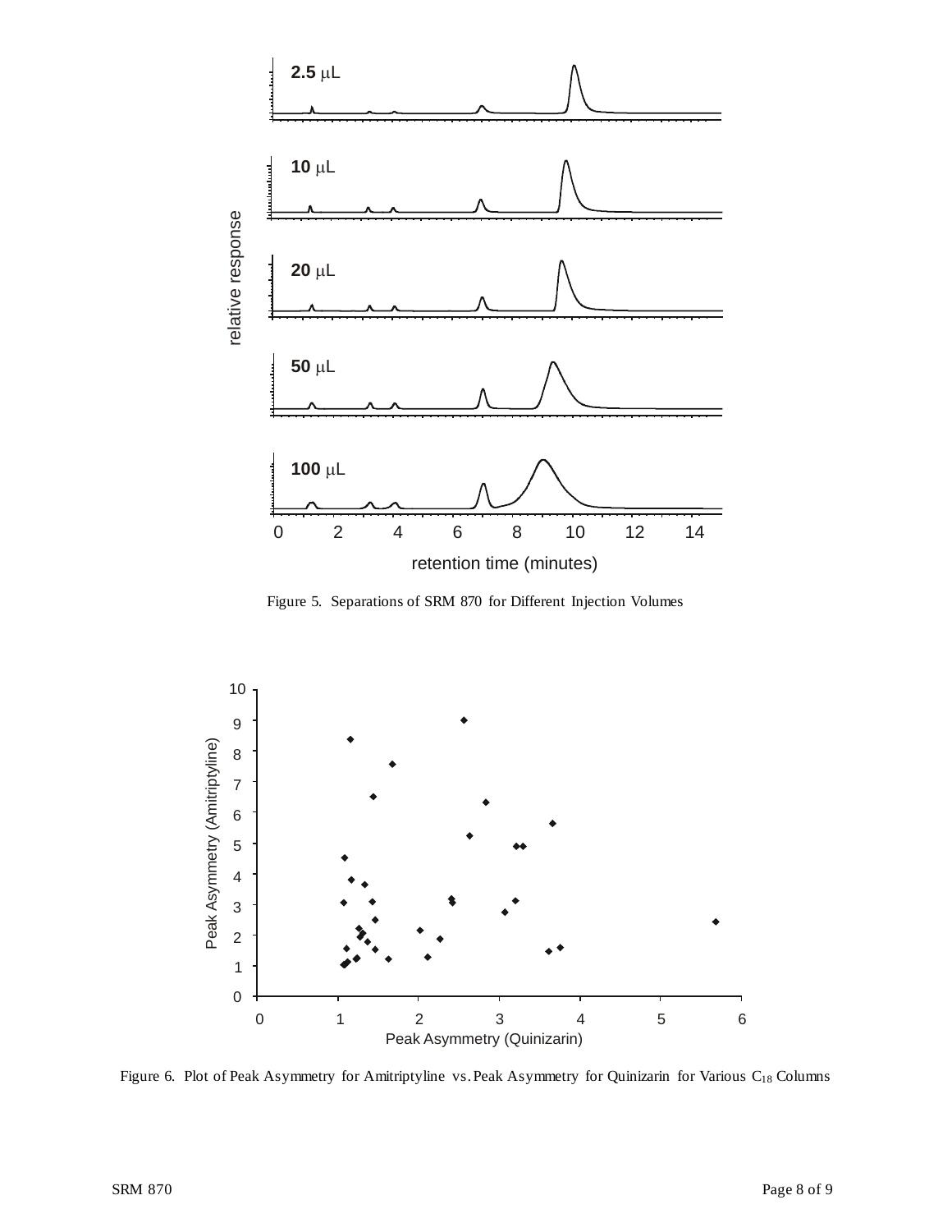Figure 5. Separations of SRM 870 for Different Injection Volumes

Figure 6. Plot of Peak Asymmetry for Amitriptyline vs. Peak Asymmetry for Quinizarin for Various $C_{18}$ Columns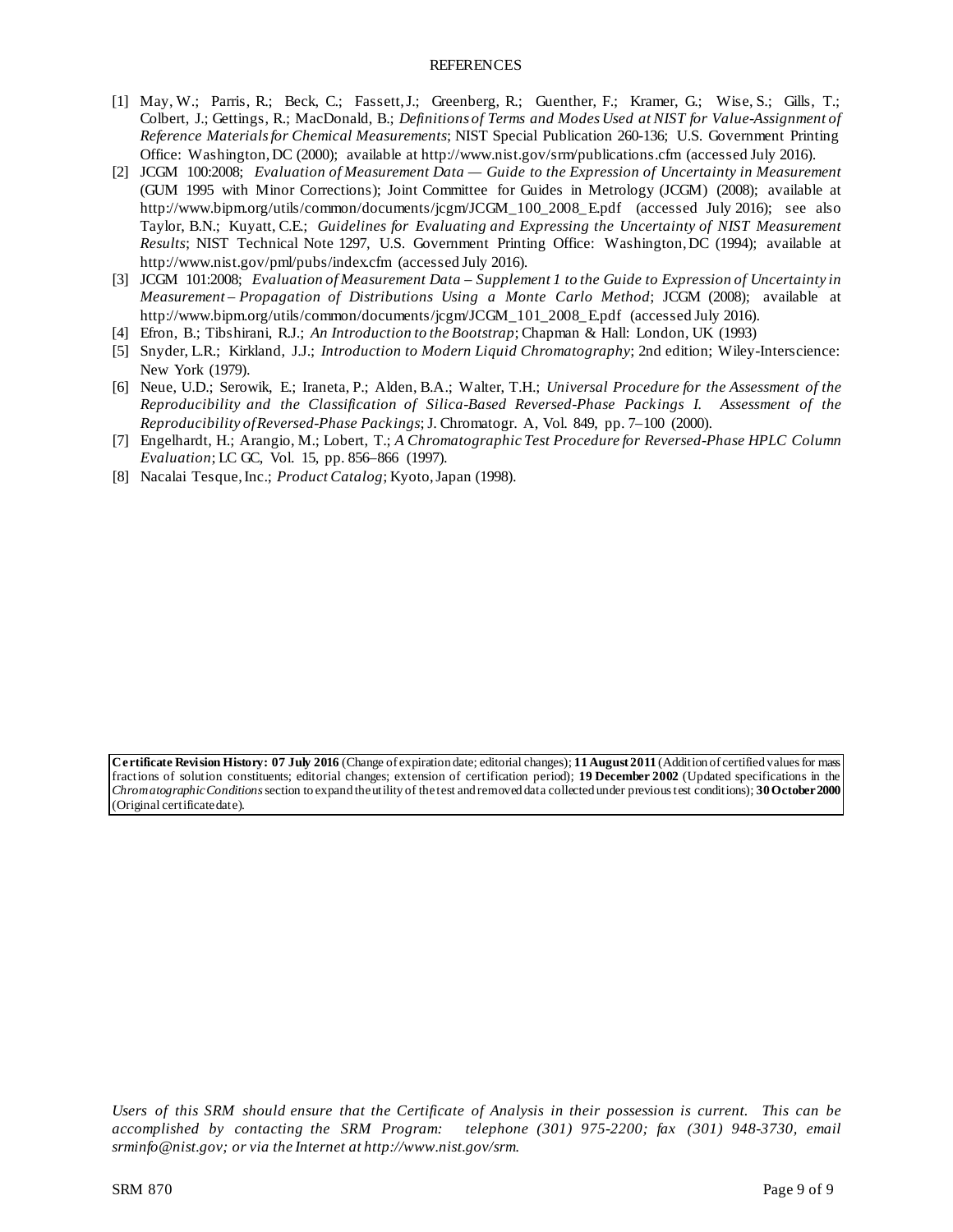## REFERENCES

[1] May, W.; Parris, R.; Beck, C.; Fassett, J.; Greenberg, R.; Guenther, F.; Kramer, G.; Wise, S.; Gills, T.; Colbert, J.; Gettings, R.; MacDonald, B.; *Definitions of Terms and Modes Used at NIST for Value-Assignment of Reference Materials for Chemical Measurements*; NIST Special Publication 260-136; U.S. Government Printing Office: Washington, DC (2000); available at http://www.nist.gov/srm/publications.cfm (accessed July 2016).

[2] JCGM 100:2008; *Evaluation of Measurement Data — Guide to the Expression of Uncertainty in Measurement* (GUM 1995 with Minor Corrections); Joint Committee for Guides in Metrology (JCGM) (2008); available at http://www.bipm.org/utils/common/documents/jcgm/JCGM_100_2008_E.pdf (accessed July 2016); see also Taylor, B.N.; Kuyatt, C.E.; *Guidelines for Evaluating and Expressing the Uncertainty of NIST Measurement Results*; NIST Technical Note 1297, U.S. Government Printing Office: Washington, DC (1994); available at http://www.nist.gov/pml/pubs/index.cfm (accessed July 2016).

[3] JCGM 101:2008; *Evaluation of Measurement Data – Supplement 1 to the Guide to Expression of Uncertainty in Measurement – Propagation of Distributions Using a Monte Carlo Method*; JCGM (2008); available at http://www.bipm.org/utils/common/documents/jcgm/JCGM_101_2008_E.pdf (accessed July 2016).

[4] Efron, B.; Tibshirani, R.J.; *An Introduction to the Bootstrap*; Chapman & Hall: London, UK (1993)

[5] Snyder, L.R.; Kirkland, J.J.; *Introduction to Modern Liquid Chromatography*; 2nd edition; Wiley-Interscience: New York (1979).

[6] Neue, U.D.; Serowik, E.; Iraneta, P.; Alden, B.A.; Walter, T.H.; *Universal Procedure for the Assessment of the Reproducibility and the Classification of Silica-Based Reversed-Phase Packings I. Assessment of the Reproducibility of Reversed-Phase Packings*; J. Chromatogr. A, Vol. 849, pp. 7–100 (2000).

[7] Engelhardt, H.; Arangio, M.; Lobert, T.; *A Chromatographic Test Procedure for Reversed-Phase HPLC Column Evaluation*; LC GC, Vol. 15, pp. 856–866 (1997).

[8] Nacalai Tesque, Inc.; *Product Catalog*; Kyoto, Japan (1998).

**Certificate Revision History: 07 July 2016** (Change of expiration date; editorial changes); **11 August 2011** (Addition of certified values for mass fractions of solution constituents; editorial changes; extension of certification period); **19 December 2002** (Updated specifications in the *Chromatographic Conditions* section to expand the utility of the test and removed data collected under previous test conditions); **30 October 2000** (Original certificate date).

*Users of this SRM should ensure that the Certificate of Analysis in their possession is current. This can be accomplished by contacting the SRM Program: telephone (301) 975-2200; fax (301) 948-3730, email srminfo@nist.gov; or via the Internet at http://www.nist.gov/srm.*